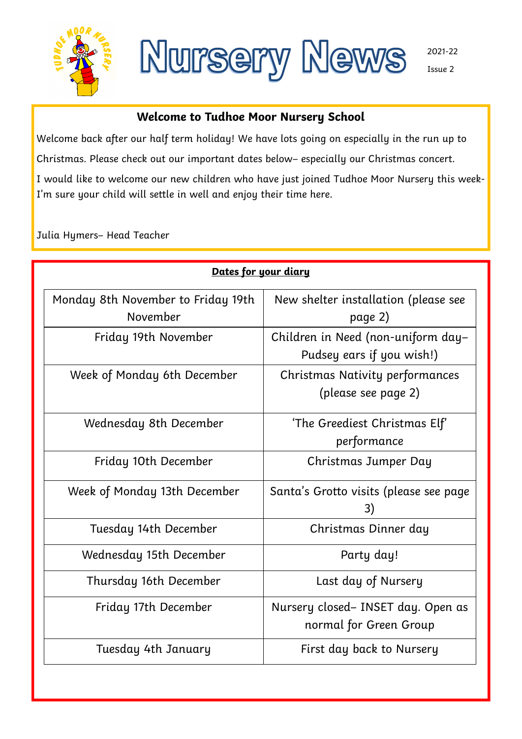# Nursery News

2021-22

Issue 2

## Welcome to Tudhoe Moor Nursery School

Welcome back after our half term holiday! We have lots going on especially in the run up to Christmas. Please check out our important dates below– especially our Christmas concert.

I would like to welcome our new children who have just joined Tudhoe Moor Nursery this week- I'm sure your child will settle in well and enjoy their time here.

Julia Hymers– Head Teacher

## Dates for your diary

| Date | Event |
|---|---|
| Monday 8th November to Friday 19th November | New shelter installation (please see page 2) |
| Friday 19th November | Children in Need (non-uniform day– Pudsey ears if you wish!) |
| Week of Monday 6th December | Christmas Nativity performances (please see page 2) |
| Wednesday 8th December | 'The Greediest Christmas Elf' performance |
| Friday 10th December | Christmas Jumper Day |
| Week of Monday 13th December | Santa's Grotto visits (please see page 3) |
| Tuesday 14th December | Christmas Dinner day |
| Wednesday 15th December | Party day! |
| Thursday 16th December | Last day of Nursery |
| Friday 17th December | Nursery closed– INSET day. Open as normal for Green Group |
| Tuesday 4th January | First day back to Nursery |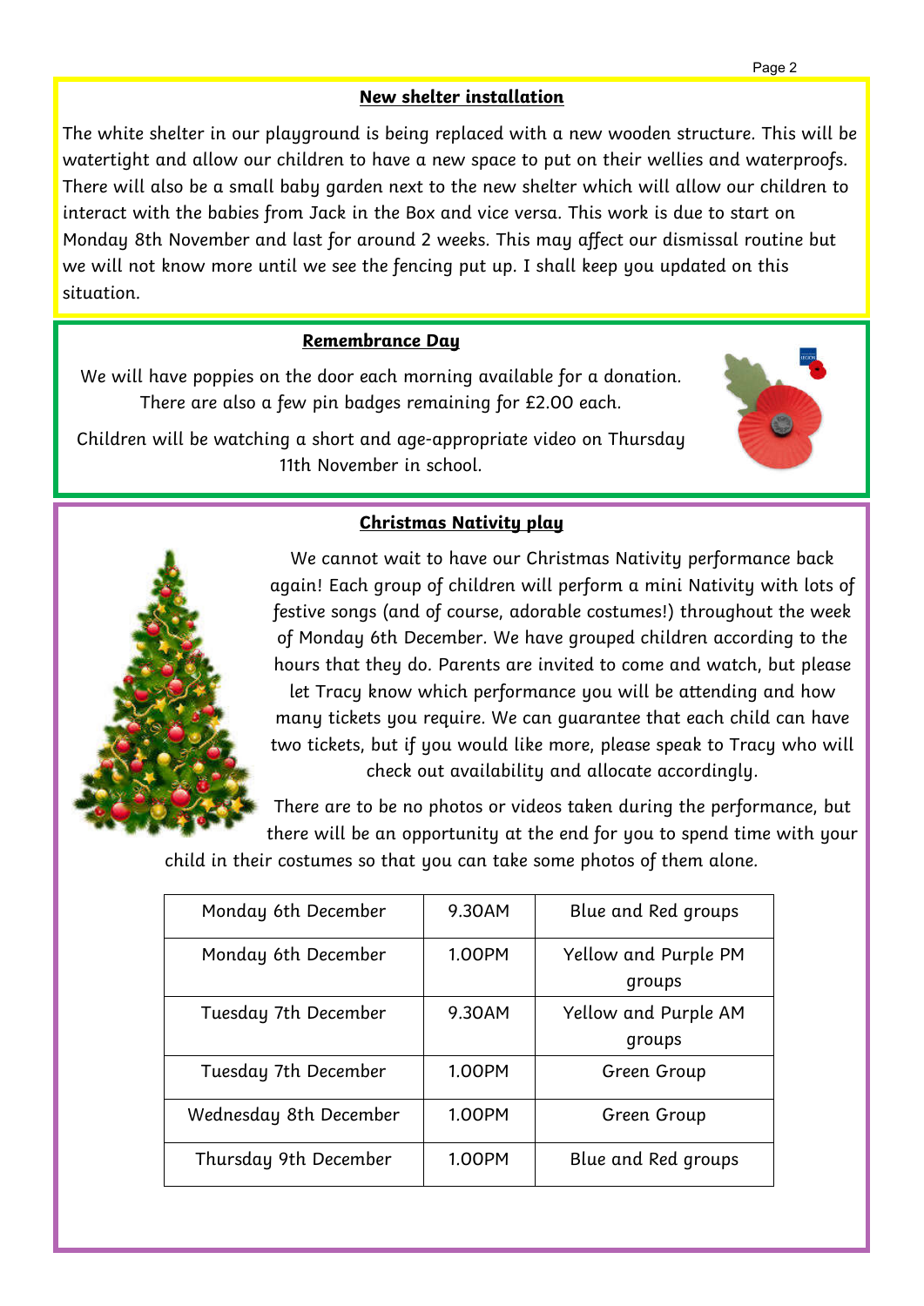## New shelter installation

The white shelter in our playground is being replaced with a new wooden structure. This will be watertight and allow our children to have a new space to put on their wellies and waterproofs. There will also be a small baby garden next to the new shelter which will allow our children to interact with the babies from Jack in the Box and vice versa. This work is due to start on Monday 8th November and last for around 2 weeks. This may affect our dismissal routine but we will not know more until we see the fencing put up. I shall keep you updated on this situation.

## Remembrance Day

We will have poppies on the door each morning available for a donation. There are also a few pin badges remaining for £2.00 each.

Children will be watching a short and age-appropriate video on Thursday 11th November in school.

## Christmas Nativity play

We cannot wait to have our Christmas Nativity performance back again! Each group of children will perform a mini Nativity with lots of festive songs (and of course, adorable costumes!) throughout the week of Monday 6th December. We have grouped children according to the hours that they do. Parents are invited to come and watch, but please let Tracy know which performance you will be attending and how many tickets you require. We can guarantee that each child can have two tickets, but if you would like more, please speak to Tracy who will check out availability and allocate accordingly.

There are to be no photos or videos taken during the performance, but there will be an opportunity at the end for you to spend time with your child in their costumes so that you can take some photos of them alone.

| Day | Time | Groups |
|---|---|---|
| Monday 6th December | 9.30AM | Blue and Red groups |
| Monday 6th December | 1.00PM | Yellow and Purple PM groups |
| Tuesday 7th December | 9.30AM | Yellow and Purple AM groups |
| Tuesday 7th December | 1.00PM | Green Group |
| Wednesday 8th December | 1.00PM | Green Group |
| Thursday 9th December | 1.00PM | Blue and Red groups |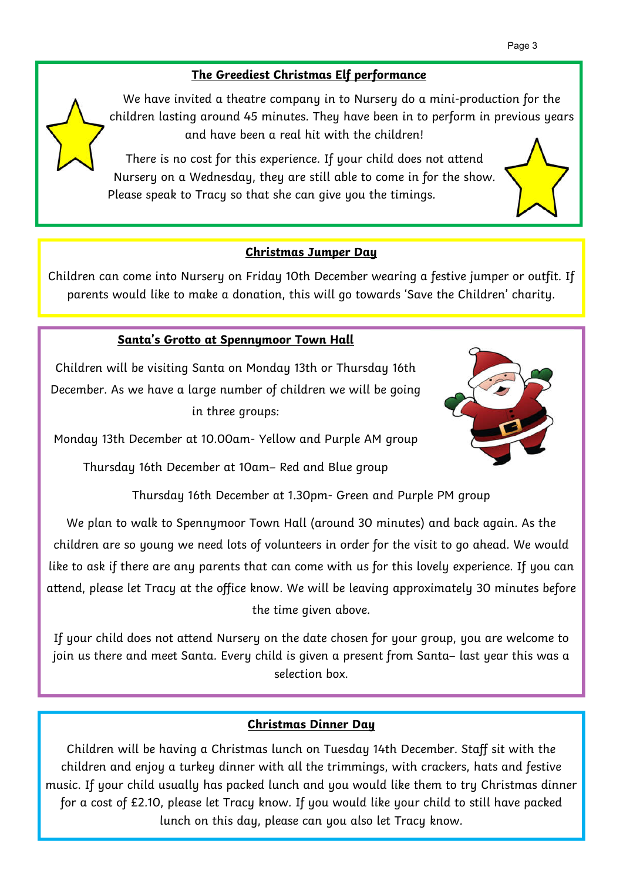## The Greediest Christmas Elf performance

We have invited a theatre company in to Nursery do a mini-production for the children lasting around 45 minutes. They have been in to perform in previous years and have been a real hit with the children!

There is no cost for this experience. If your child does not attend Nursery on a Wednesday, they are still able to come in for the show. Please speak to Tracy so that she can give you the timings.

## Christmas Jumper Day

Children can come into Nursery on Friday 10th December wearing a festive jumper or outfit. If parents would like to make a donation, this will go towards 'Save the Children' charity.

## Santa's Grotto at Spennymoor Town Hall

Children will be visiting Santa on Monday 13th or Thursday 16th December. As we have a large number of children we will be going in three groups:

Monday 13th December at 10.00am- Yellow and Purple AM group

Thursday 16th December at 10am– Red and Blue group

Thursday 16th December at 1.30pm- Green and Purple PM group

We plan to walk to Spennymoor Town Hall (around 30 minutes) and back again. As the children are so young we need lots of volunteers in order for the visit to go ahead. We would like to ask if there are any parents that can come with us for this lovely experience. If you can attend, please let Tracy at the office know. We will be leaving approximately 30 minutes before the time given above.

If your child does not attend Nursery on the date chosen for your group, you are welcome to join us there and meet Santa. Every child is given a present from Santa– last year this was a selection box.

## Christmas Dinner Day

Children will be having a Christmas lunch on Tuesday 14th December. Staff sit with the children and enjoy a turkey dinner with all the trimmings, with crackers, hats and festive music. If your child usually has packed lunch and you would like them to try Christmas dinner for a cost of £2.10, please let Tracy know. If you would like your child to still have packed lunch on this day, please can you also let Tracy know.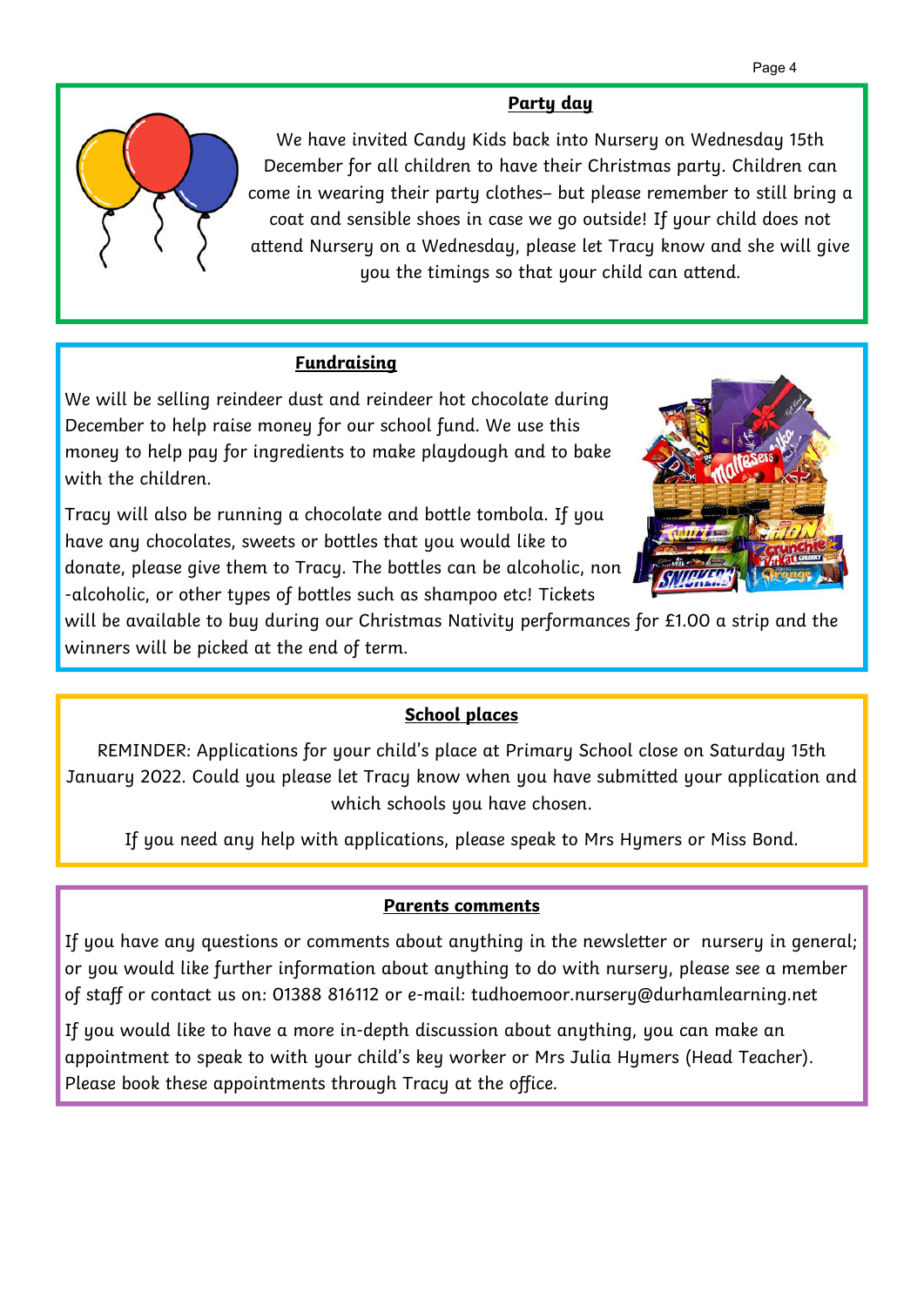## Party day

We have invited Candy Kids back into Nursery on Wednesday 15th December for all children to have their Christmas party. Children can come in wearing their party clothes– but please remember to still bring a coat and sensible shoes in case we go outside! If your child does not attend Nursery on a Wednesday, please let Tracy know and she will give you the timings so that your child can attend.

## Fundraising

We will be selling reindeer dust and reindeer hot chocolate during December to help raise money for our school fund. We use this money to help pay for ingredients to make playdough and to bake with the children.

Tracy will also be running a chocolate and bottle tombola. If you have any chocolates, sweets or bottles that you would like to donate, please give them to Tracy. The bottles can be alcoholic, non -alcoholic, or other types of bottles such as shampoo etc! Tickets will be available to buy during our Christmas Nativity performances for £1.00 a strip and the winners will be picked at the end of term.

## School places

REMINDER: Applications for your child's place at Primary School close on Saturday 15th January 2022. Could you please let Tracy know when you have submitted your application and which schools you have chosen.

If you need any help with applications, please speak to Mrs Hymers or Miss Bond.

## Parents comments

If you have any questions or comments about anything in the newsletter or nursery in general; or you would like further information about anything to do with nursery, please see a member of staff or contact us on: 01388 816112 or e-mail: tudhoemoor.nursery@durhamlearning.net

If you would like to have a more in-depth discussion about anything, you can make an appointment to speak to with your child's key worker or Mrs Julia Hymers (Head Teacher). Please book these appointments through Tracy at the office.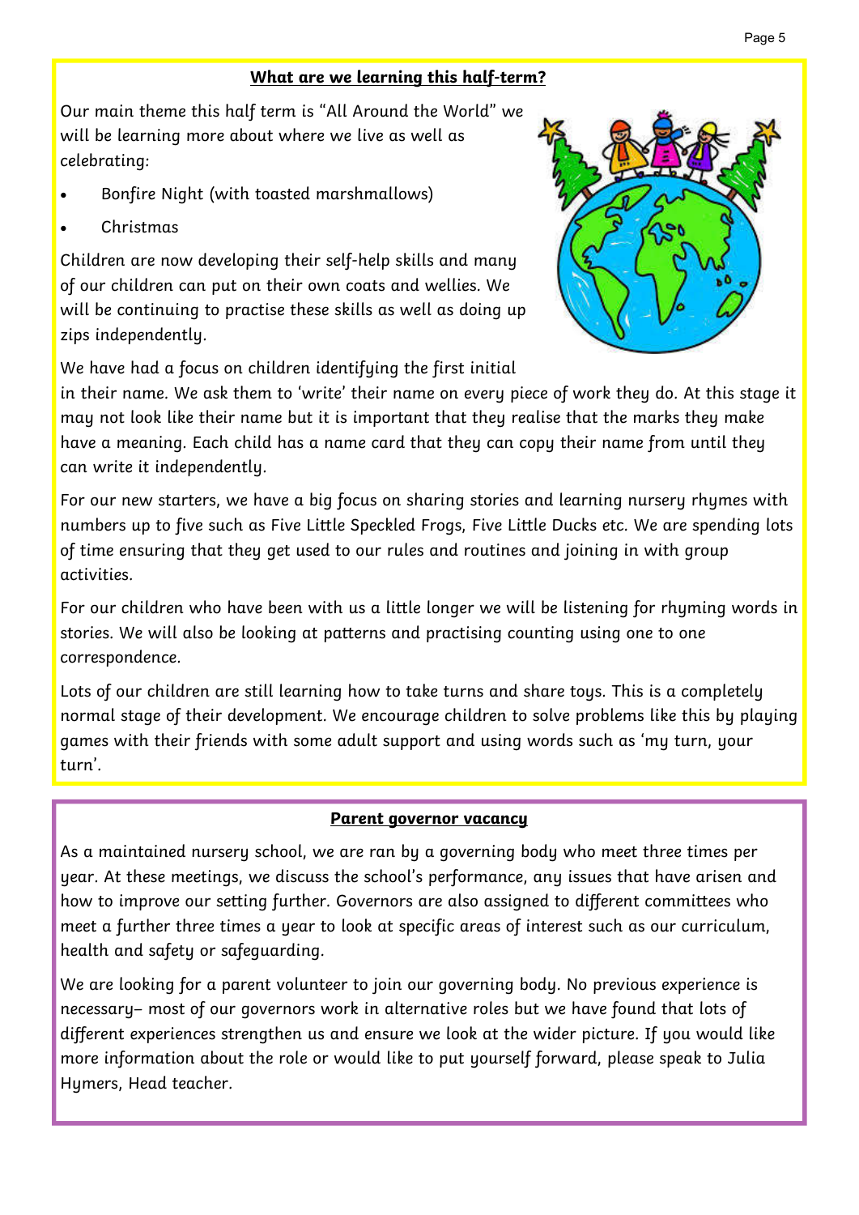## What are we learning this half-term?

Our main theme this half term is "All Around the World" we will be learning more about where we live as well as celebrating:

- Bonfire Night (with toasted marshmallows)
- Christmas

Children are now developing their self-help skills and many of our children can put on their own coats and wellies. We will be continuing to practise these skills as well as doing up zips independently.

We have had a focus on children identifying the first initial in their name. We ask them to 'write' their name on every piece of work they do. At this stage it may not look like their name but it is important that they realise that the marks they make have a meaning. Each child has a name card that they can copy their name from until they can write it independently.

For our new starters, we have a big focus on sharing stories and learning nursery rhymes with numbers up to five such as Five Little Speckled Frogs, Five Little Ducks etc. We are spending lots of time ensuring that they get used to our rules and routines and joining in with group activities.

For our children who have been with us a little longer we will be listening for rhyming words in stories. We will also be looking at patterns and practising counting using one to one correspondence.

Lots of our children are still learning how to take turns and share toys. This is a completely normal stage of their development. We encourage children to solve problems like this by playing games with their friends with some adult support and using words such as 'my turn, your turn'.

## Parent governor vacancy

As a maintained nursery school, we are ran by a governing body who meet three times per year. At these meetings, we discuss the school's performance, any issues that have arisen and how to improve our setting further. Governors are also assigned to different committees who meet a further three times a year to look at specific areas of interest such as our curriculum, health and safety or safeguarding.

We are looking for a parent volunteer to join our governing body. No previous experience is necessary– most of our governors work in alternative roles but we have found that lots of different experiences strengthen us and ensure we look at the wider picture. If you would like more information about the role or would like to put yourself forward, please speak to Julia Hymers, Head teacher.